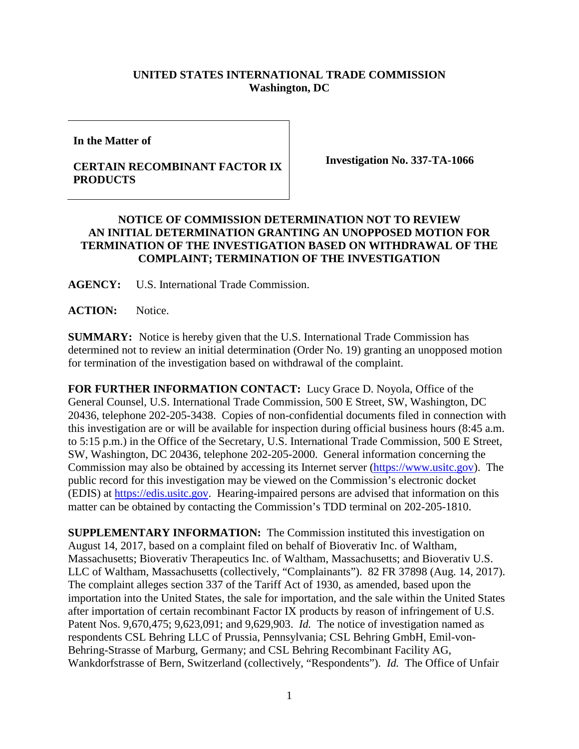**UNITED STATES INTERNATIONAL TRADE COMMISSION**
**Washington, DC**

| **In the Matter of**<br><br>**CERTAIN RECOMBINANT FACTOR IX PRODUCTS** | **Investigation No. 337-TA-1066** |
|---|---|

**NOTICE OF COMMISSION DETERMINATION NOT TO REVIEW AN INITIAL DETERMINATION GRANTING AN UNOPPOSED MOTION FOR TERMINATION OF THE INVESTIGATION BASED ON WITHDRAWAL OF THE COMPLAINT; TERMINATION OF THE INVESTIGATION**

**AGENCY:** U.S. International Trade Commission.

**ACTION:** Notice.

**SUMMARY:** Notice is hereby given that the U.S. International Trade Commission has determined not to review an initial determination (Order No. 19) granting an unopposed motion for termination of the investigation based on withdrawal of the complaint.

**FOR FURTHER INFORMATION CONTACT:** Lucy Grace D. Noyola, Office of the General Counsel, U.S. International Trade Commission, 500 E Street, SW, Washington, DC 20436, telephone 202-205-3438. Copies of non-confidential documents filed in connection with this investigation are or will be available for inspection during official business hours (8:45 a.m. to 5:15 p.m.) in the Office of the Secretary, U.S. International Trade Commission, 500 E Street, SW, Washington, DC 20436, telephone 202-205-2000. General information concerning the Commission may also be obtained by accessing its Internet server (https://www.usitc.gov). The public record for this investigation may be viewed on the Commission's electronic docket (EDIS) at https://edis.usitc.gov. Hearing-impaired persons are advised that information on this matter can be obtained by contacting the Commission's TDD terminal on 202-205-1810.

**SUPPLEMENTARY INFORMATION:** The Commission instituted this investigation on August 14, 2017, based on a complaint filed on behalf of Bioverativ Inc. of Waltham, Massachusetts; Bioverativ Therapeutics Inc. of Waltham, Massachusetts; and Bioverativ U.S. LLC of Waltham, Massachusetts (collectively, "Complainants"). 82 FR 37898 (Aug. 14, 2017). The complaint alleges section 337 of the Tariff Act of 1930, as amended, based upon the importation into the United States, the sale for importation, and the sale within the United States after importation of certain recombinant Factor IX products by reason of infringement of U.S. Patent Nos. 9,670,475; 9,623,091; and 9,629,903. *Id.* The notice of investigation named as respondents CSL Behring LLC of Prussia, Pennsylvania; CSL Behring GmbH, Emil-von-Behring-Strasse of Marburg, Germany; and CSL Behring Recombinant Facility AG, Wankdorfstrasse of Bern, Switzerland (collectively, "Respondents"). *Id.* The Office of Unfair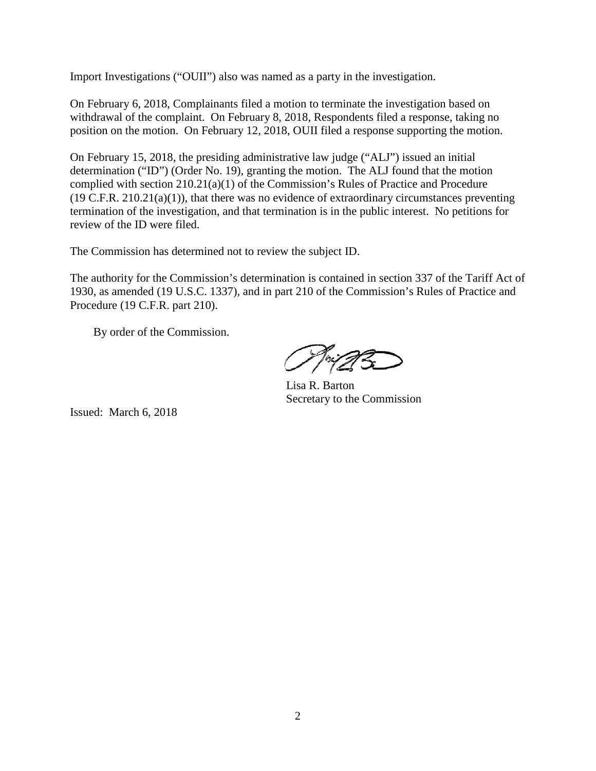Import Investigations ("OUII") also was named as a party in the investigation.

On February 6, 2018, Complainants filed a motion to terminate the investigation based on withdrawal of the complaint. On February 8, 2018, Respondents filed a response, taking no position on the motion. On February 12, 2018, OUII filed a response supporting the motion.

On February 15, 2018, the presiding administrative law judge ("ALJ") issued an initial determination ("ID") (Order No. 19), granting the motion. The ALJ found that the motion complied with section 210.21(a)(1) of the Commission's Rules of Practice and Procedure (19 C.F.R. 210.21(a)(1)), that there was no evidence of extraordinary circumstances preventing termination of the investigation, and that termination is in the public interest. No petitions for review of the ID were filed.

The Commission has determined not to review the subject ID.

The authority for the Commission's determination is contained in section 337 of the Tariff Act of 1930, as amended (19 U.S.C. 1337), and in part 210 of the Commission's Rules of Practice and Procedure (19 C.F.R. part 210).

By order of the Commission.

Lisa R. Barton
Secretary to the Commission

Issued: March 6, 2018